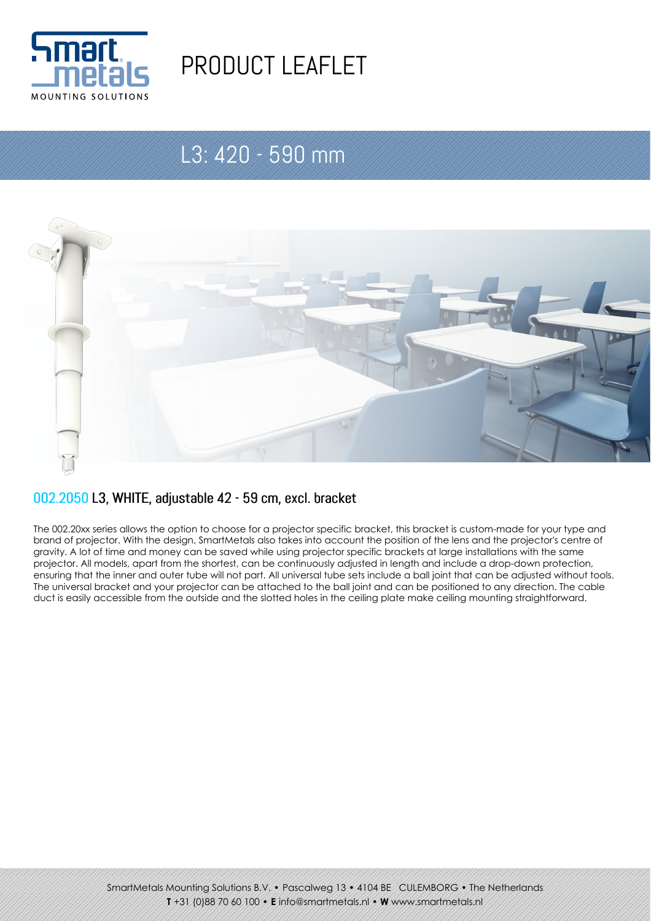# PRODUCT LEAFLET

## L3: 420 - 590 mm

### 002.2050 L3, WHITE, adjustable 42 - 59 cm, excl. bracket

The 002.20xx series allows the option to choose for a projector specific bracket, this bracket is custom-made for your type and brand of projector. With the design, SmartMetals also takes into account the position of the lens and the projector's centre of gravity. A lot of time and money can be saved while using projector specific brackets at large installations with the same projector. All models, apart from the shortest, can be continuously adjusted in length and include a drop-down protection, ensuring that the inner and outer tube will not part. All universal tube sets include a ball joint that can be adjusted without tools. The universal bracket and your projector can be attached to the ball joint and can be positioned to any direction. The cable duct is easily accessible from the outside and the slotted holes in the ceiling plate make ceiling mounting straightforward.

SmartMetals Mounting Solutions B.V. • Pascalweg 13 • 4104 BE CULEMBORG • The Netherlands
**T** +31 (0)88 70 60 100 • **E** info@smartmetals.nl • **W** www.smartmetals.nl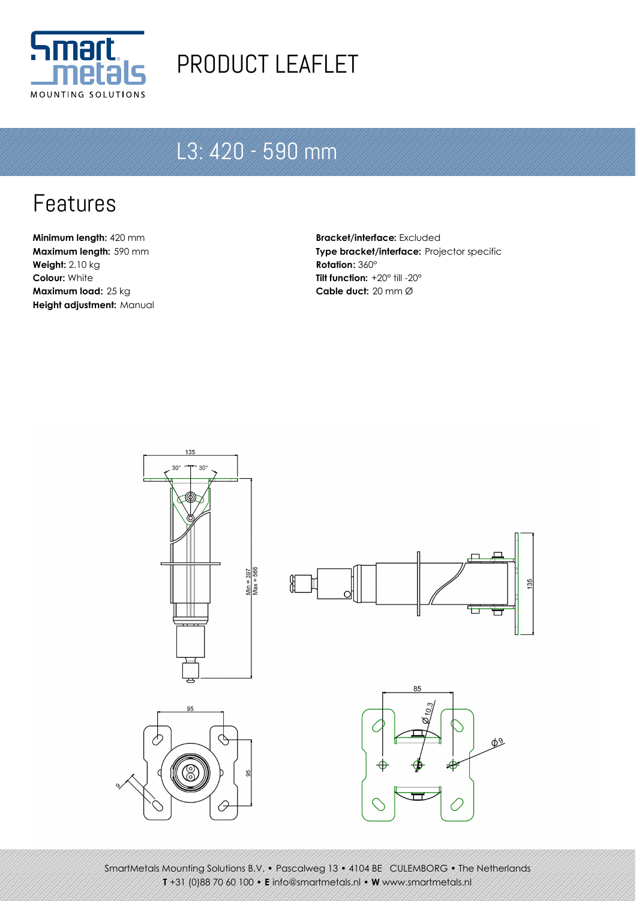# PRODUCT LEAFLET

## L3: 420 - 590 mm

## Features

**Minimum length:** 420 mm
**Maximum length:** 590 mm
**Weight:** 2.10 kg
**Colour:** White
**Maximum load:** 25 kg
**Height adjustment:** Manual

**Bracket/interface:** Excluded
**Type bracket/interface:** Projector specific
**Rotation:** 360°
**Tilt function:** +20° till -20°
**Cable duct:** 20 mm Ø

135
30°
30°
Min = 397
Max = 566
135
95
95
9
85
Ø10.3
Ø9

SmartMetals Mounting Solutions B.V. • Pascalweg 13 • 4104 BE CULEMBORG • The Netherlands
**T** +31 (0)88 70 60 100 • **E** info@smartmetals.nl • **W** www.smartmetals.nl